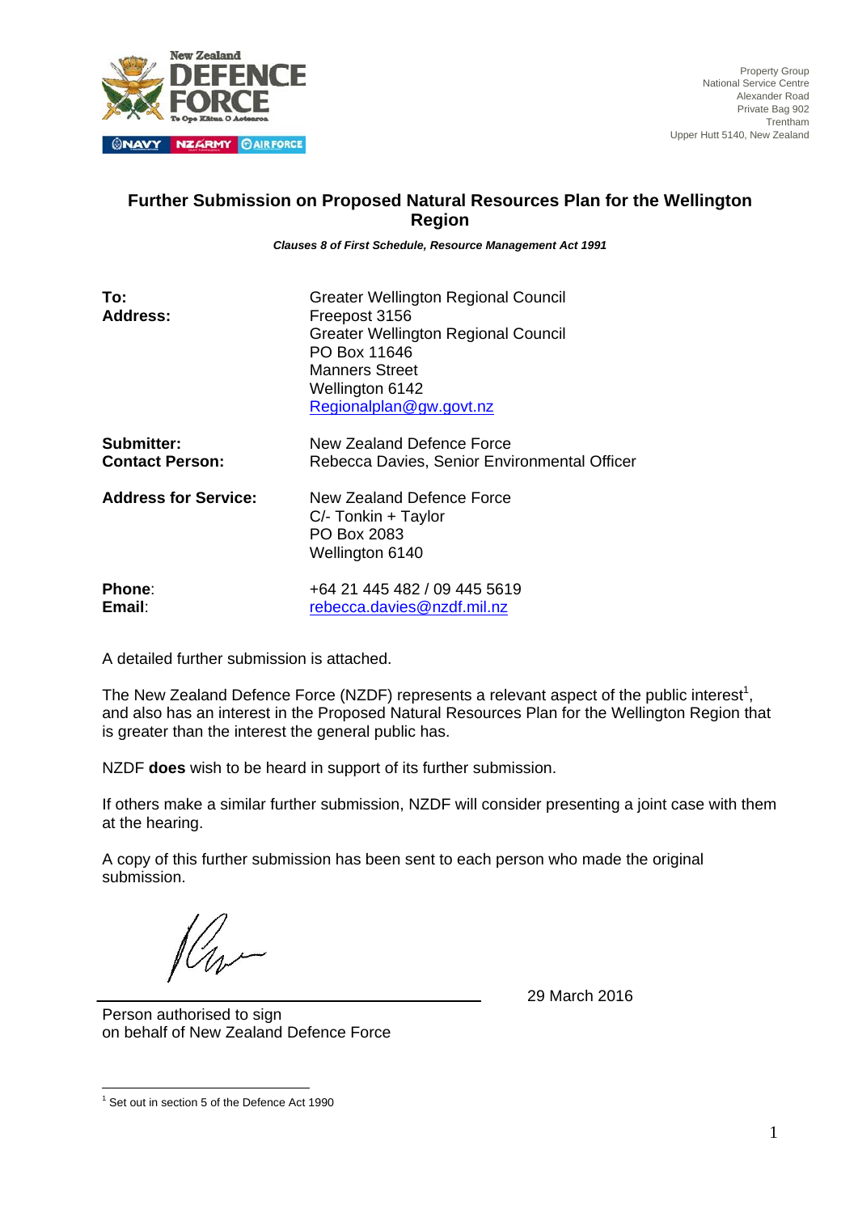New Zealand DEFENCE FORCE
Te Ope Kātua O Aotearoa
NAVY | NZ ARMY | AIR FORCE

Property Group
National Service Centre
Alexander Road
Private Bag 902
Trentham
Upper Hutt 5140, New Zealand

## Further Submission on Proposed Natural Resources Plan for the Wellington Region

***Clauses 8 of First Schedule, Resource Management Act 1991***

| | |
|---|---|
| **To:** | Greater Wellington Regional Council |
| **Address:** | Freepost 3156<br>Greater Wellington Regional Council<br>PO Box 11646<br>Manners Street<br>Wellington 6142<br>Regionalplan@gw.govt.nz |
| **Submitter:** | New Zealand Defence Force |
| **Contact Person:** | Rebecca Davies, Senior Environmental Officer |
| **Address for Service:** | New Zealand Defence Force<br>C/- Tonkin + Taylor<br>PO Box 2083<br>Wellington 6140 |
| **Phone**: | +64 21 445 482 / 09 445 5619 |
| **Email**: | rebecca.davies@nzdf.mil.nz |

A detailed further submission is attached.

The New Zealand Defence Force (NZDF) represents a relevant aspect of the public interest[1], and also has an interest in the Proposed Natural Resources Plan for the Wellington Region that is greater than the interest the general public has.

NZDF **does** wish to be heard in support of its further submission.

If others make a similar further submission, NZDF will consider presenting a joint case with them at the hearing.

A copy of this further submission has been sent to each person who made the original submission.

Person authorised to sign
on behalf of New Zealand Defence Force

29 March 2016

[1] Set out in section 5 of the Defence Act 1990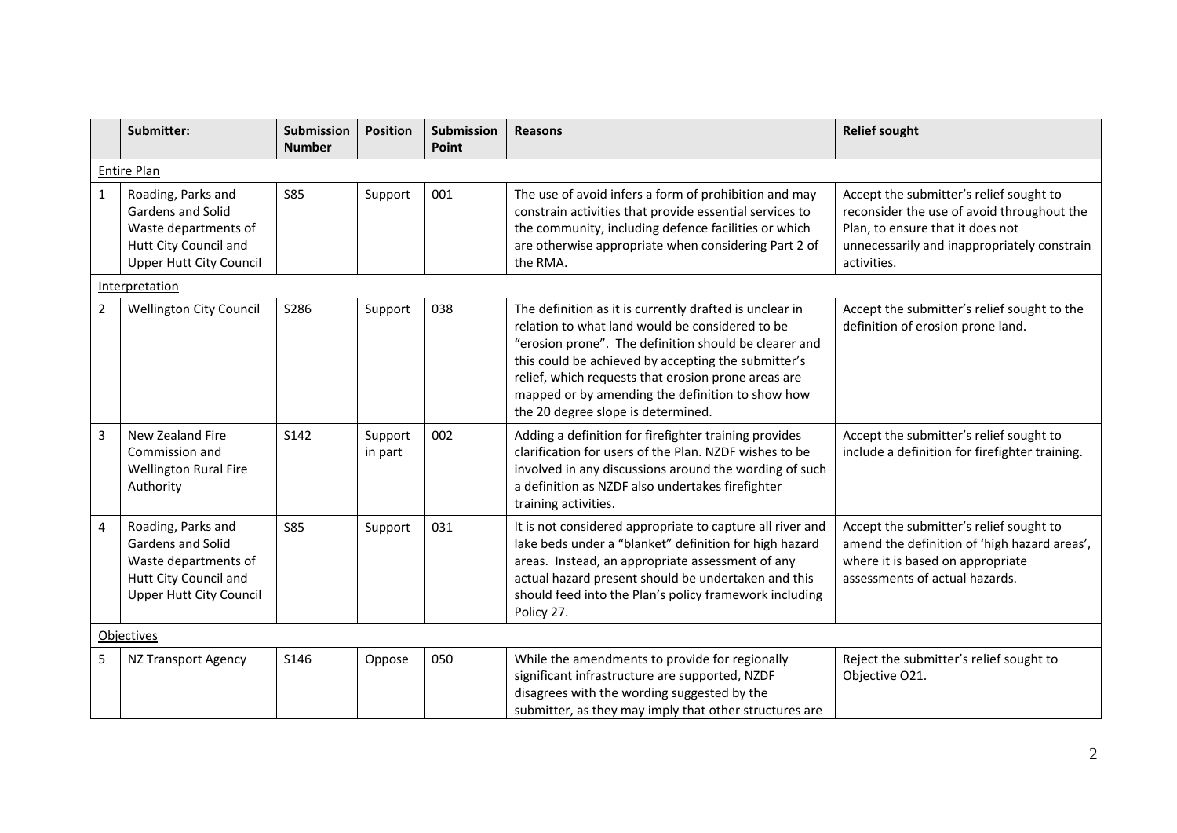|  | Submitter: | Submission Number | Position | Submission Point | Reasons | Relief sought |
|---|---|---|---|---|---|---|
| Entire Plan | | | | | | |
| 1 | Roading, Parks and Gardens and Solid Waste departments of Hutt City Council and Upper Hutt City Council | S85 | Support | 001 | The use of avoid infers a form of prohibition and may constrain activities that provide essential services to the community, including defence facilities or which are otherwise appropriate when considering Part 2 of the RMA. | Accept the submitter's relief sought to reconsider the use of avoid throughout the Plan, to ensure that it does not unnecessarily and inappropriately constrain activities. |
| Interpretation | | | | | | |
| 2 | Wellington City Council | S286 | Support | 038 | The definition as it is currently drafted is unclear in relation to what land would be considered to be "erosion prone". The definition should be clearer and this could be achieved by accepting the submitter's relief, which requests that erosion prone areas are mapped or by amending the definition to show how the 20 degree slope is determined. | Accept the submitter's relief sought to the definition of erosion prone land. |
| 3 | New Zealand Fire Commission and Wellington Rural Fire Authority | S142 | Support in part | 002 | Adding a definition for firefighter training provides clarification for users of the Plan. NZDF wishes to be involved in any discussions around the wording of such a definition as NZDF also undertakes firefighter training activities. | Accept the submitter's relief sought to include a definition for firefighter training. |
| 4 | Roading, Parks and Gardens and Solid Waste departments of Hutt City Council and Upper Hutt City Council | S85 | Support | 031 | It is not considered appropriate to capture all river and lake beds under a "blanket" definition for high hazard areas. Instead, an appropriate assessment of any actual hazard present should be undertaken and this should feed into the Plan's policy framework including Policy 27. | Accept the submitter's relief sought to amend the definition of 'high hazard areas', where it is based on appropriate assessments of actual hazards. |
| Objectives | | | | | | |
| 5 | NZ Transport Agency | S146 | Oppose | 050 | While the amendments to provide for regionally significant infrastructure are supported, NZDF disagrees with the wording suggested by the submitter, as they may imply that other structures are | Reject the submitter's relief sought to Objective O21. |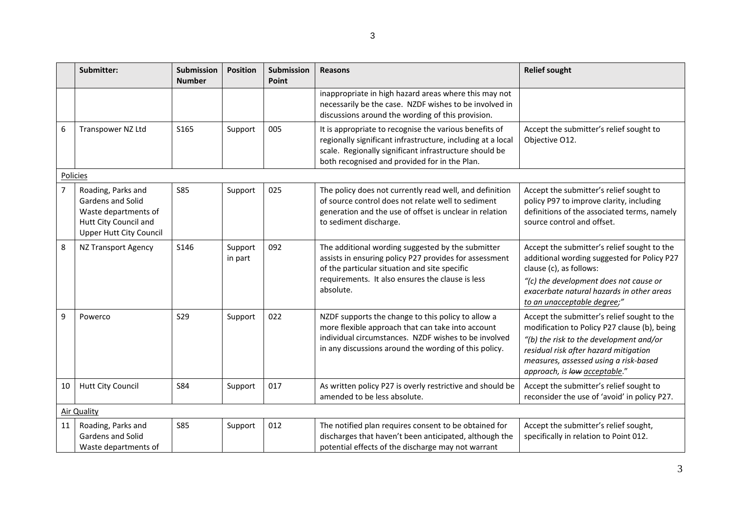|  | Submitter: | Submission Number | Position | Submission Point | Reasons | Relief sought |
|---|---|---|---|---|---|---|
|  |  |  |  |  | inappropriate in high hazard areas where this may not necessarily be the case. NZDF wishes to be involved in discussions around the wording of this provision. |  |
| 6 | Transpower NZ Ltd | S165 | Support | 005 | It is appropriate to recognise the various benefits of regionally significant infrastructure, including at a local scale. Regionally significant infrastructure should be both recognised and provided for in the Plan. | Accept the submitter's relief sought to Objective O12. |
| Policies |  |  |  |  |  |  |
| 7 | Roading, Parks and Gardens and Solid Waste departments of Hutt City Council and Upper Hutt City Council | S85 | Support | 025 | The policy does not currently read well, and definition of source control does not relate well to sediment generation and the use of offset is unclear in relation to sediment discharge. | Accept the submitter's relief sought to policy P97 to improve clarity, including definitions of the associated terms, namely source control and offset. |
| 8 | NZ Transport Agency | S146 | Support in part | 092 | The additional wording suggested by the submitter assists in ensuring policy P27 provides for assessment of the particular situation and site specific requirements. It also ensures the clause is less absolute. | Accept the submitter's relief sought to the additional wording suggested for Policy P27 clause (c), as follows: *"(c) the development does not cause or exacerbate natural hazards in other areas to an unacceptable degree;"* |
| 9 | Powerco | S29 | Support | 022 | NZDF supports the change to this policy to allow a more flexible approach that can take into account individual circumstances. NZDF wishes to be involved in any discussions around the wording of this policy. | Accept the submitter's relief sought to the modification to Policy P27 clause (b), being *"(b) the risk to the development and/or residual risk after hazard mitigation measures, assessed using a risk-based approach, is ~~low~~ acceptable."* |
| 10 | Hutt City Council | S84 | Support | 017 | As written policy P27 is overly restrictive and should be amended to be less absolute. | Accept the submitter's relief sought to reconsider the use of 'avoid' in policy P27. |
| Air Quality |  |  |  |  |  |  |
| 11 | Roading, Parks and Gardens and Solid Waste departments of | S85 | Support | 012 | The notified plan requires consent to be obtained for discharges that haven't been anticipated, although the potential effects of the discharge may not warrant | Accept the submitter's relief sought, specifically in relation to Point 012. |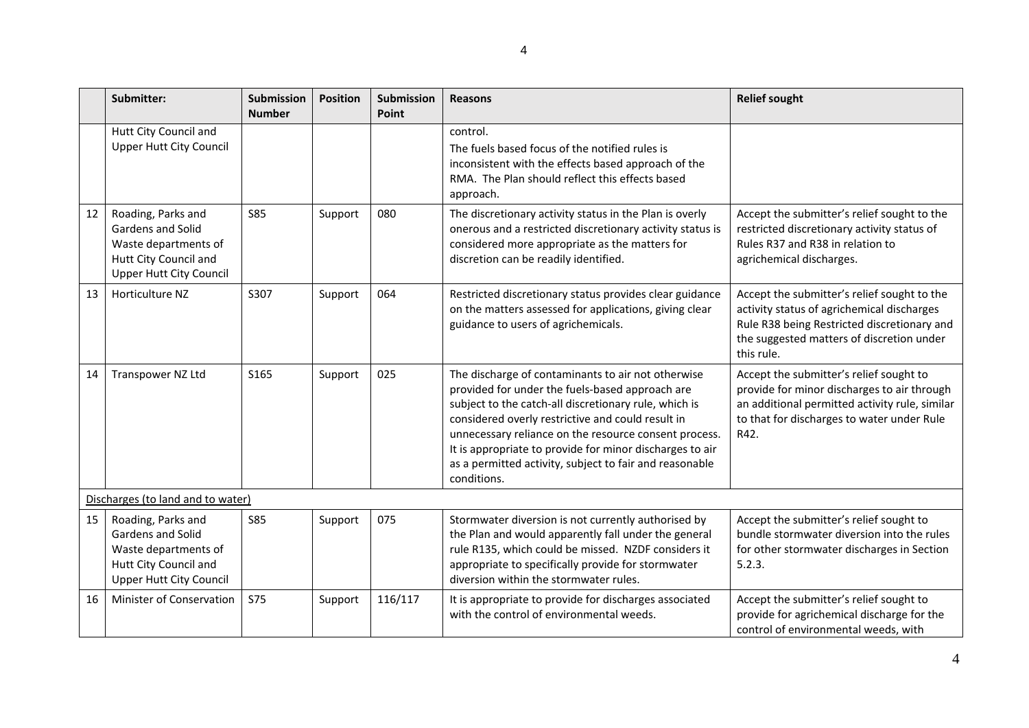|  | Submitter: | Submission Number | Position | Submission Point | Reasons | Relief sought |
|---|---|---|---|---|---|---|
|  | Hutt City Council and Upper Hutt City Council |  |  |  | control. The fuels based focus of the notified rules is inconsistent with the effects based approach of the RMA. The Plan should reflect this effects based approach. |  |
| 12 | Roading, Parks and Gardens and Solid Waste departments of Hutt City Council and Upper Hutt City Council | S85 | Support | 080 | The discretionary activity status in the Plan is overly onerous and a restricted discretionary activity status is considered more appropriate as the matters for discretion can be readily identified. | Accept the submitter's relief sought to the restricted discretionary activity status of Rules R37 and R38 in relation to agrichemical discharges. |
| 13 | Horticulture NZ | S307 | Support | 064 | Restricted discretionary status provides clear guidance on the matters assessed for applications, giving clear guidance to users of agrichemicals. | Accept the submitter's relief sought to the activity status of agrichemical discharges Rule R38 being Restricted discretionary and the suggested matters of discretion under this rule. |
| 14 | Transpower NZ Ltd | S165 | Support | 025 | The discharge of contaminants to air not otherwise provided for under the fuels-based approach are subject to the catch-all discretionary rule, which is considered overly restrictive and could result in unnecessary reliance on the resource consent process. It is appropriate to provide for minor discharges to air as a permitted activity, subject to fair and reasonable conditions. | Accept the submitter's relief sought to provide for minor discharges to air through an additional permitted activity rule, similar to that for discharges to water under Rule R42. |
| Discharges (to land and to water) |  |  |  |  |  |  |
| 15 | Roading, Parks and Gardens and Solid Waste departments of Hutt City Council and Upper Hutt City Council | S85 | Support | 075 | Stormwater diversion is not currently authorised by the Plan and would apparently fall under the general rule R135, which could be missed. NZDF considers it appropriate to specifically provide for stormwater diversion within the stormwater rules. | Accept the submitter's relief sought to bundle stormwater diversion into the rules for other stormwater discharges in Section 5.2.3. |
| 16 | Minister of Conservation | S75 | Support | 116/117 | It is appropriate to provide for discharges associated with the control of environmental weeds. | Accept the submitter's relief sought to provide for agrichemical discharge for the control of environmental weeds, with |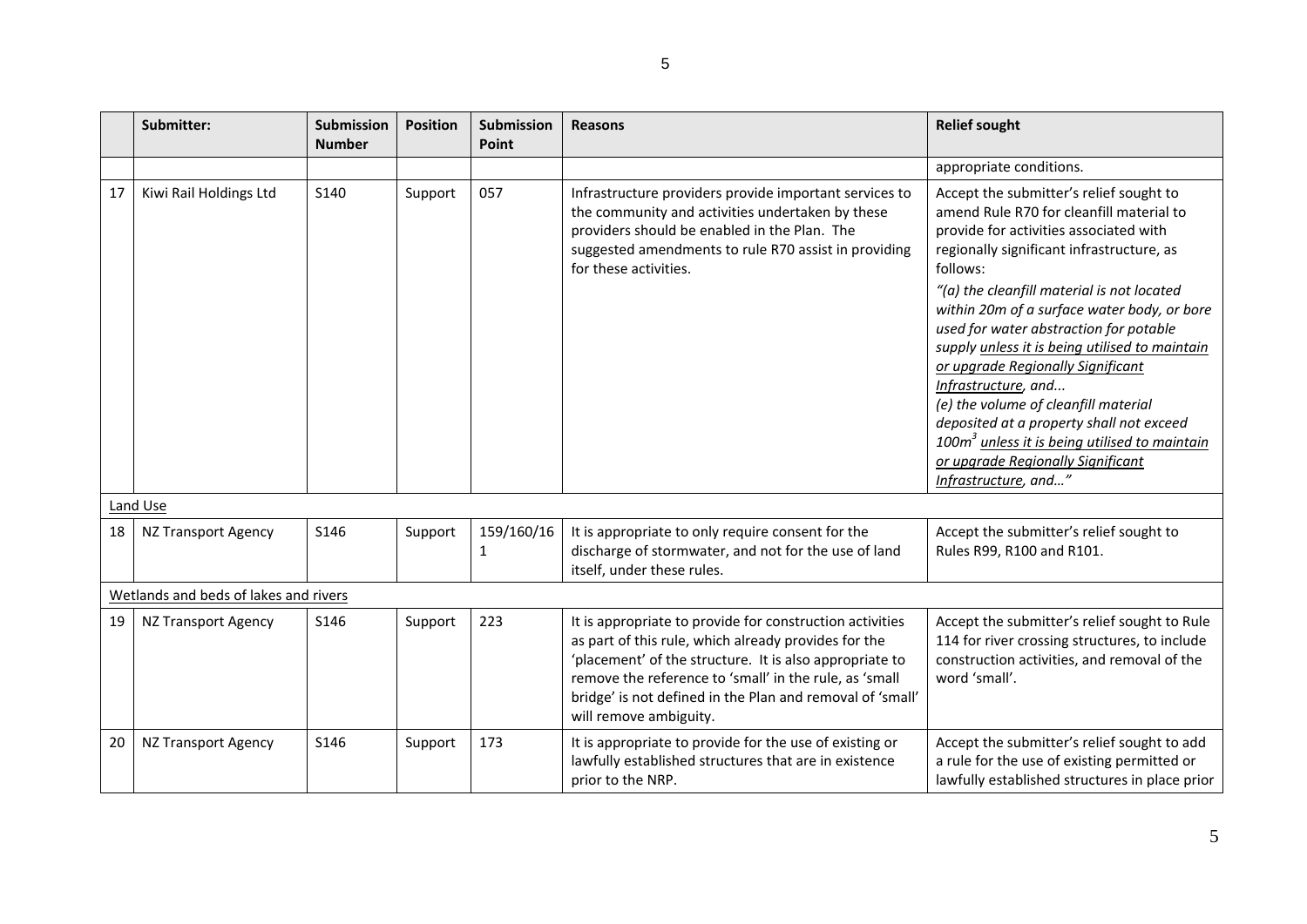| | Submitter: | Submission Number | Position | Submission Point | Reasons | Relief sought |
|---|---|---|---|---|---|---|
| | | | | | | appropriate conditions. |
| 17 | Kiwi Rail Holdings Ltd | S140 | Support | 057 | Infrastructure providers provide important services to the community and activities undertaken by these providers should be enabled in the Plan. The suggested amendments to rule R70 assist in providing for these activities. | Accept the submitter's relief sought to amend Rule R70 for cleanfill material to provide for activities associated with regionally significant infrastructure, as follows: *"(a) the cleanfill material is not located within 20m of a surface water body, or bore used for water abstraction for potable supply unless it is being utilised to maintain or upgrade Regionally Significant Infrastructure, and... (e) the volume of cleanfill material deposited at a property shall not exceed 100m$^3$ unless it is being utilised to maintain or upgrade Regionally Significant Infrastructure, and…"* |
| Land Use | | | | | | |
| 18 | NZ Transport Agency | S146 | Support | 159/160/161 | It is appropriate to only require consent for the discharge of stormwater, and not for the use of land itself, under these rules. | Accept the submitter's relief sought to Rules R99, R100 and R101. |
| Wetlands and beds of lakes and rivers | | | | | | |
| 19 | NZ Transport Agency | S146 | Support | 223 | It is appropriate to provide for construction activities as part of this rule, which already provides for the 'placement' of the structure. It is also appropriate to remove the reference to 'small' in the rule, as 'small bridge' is not defined in the Plan and removal of 'small' will remove ambiguity. | Accept the submitter's relief sought to Rule 114 for river crossing structures, to include construction activities, and removal of the word 'small'. |
| 20 | NZ Transport Agency | S146 | Support | 173 | It is appropriate to provide for the use of existing or lawfully established structures that are in existence prior to the NRP. | Accept the submitter's relief sought to add a rule for the use of existing permitted or lawfully established structures in place prior |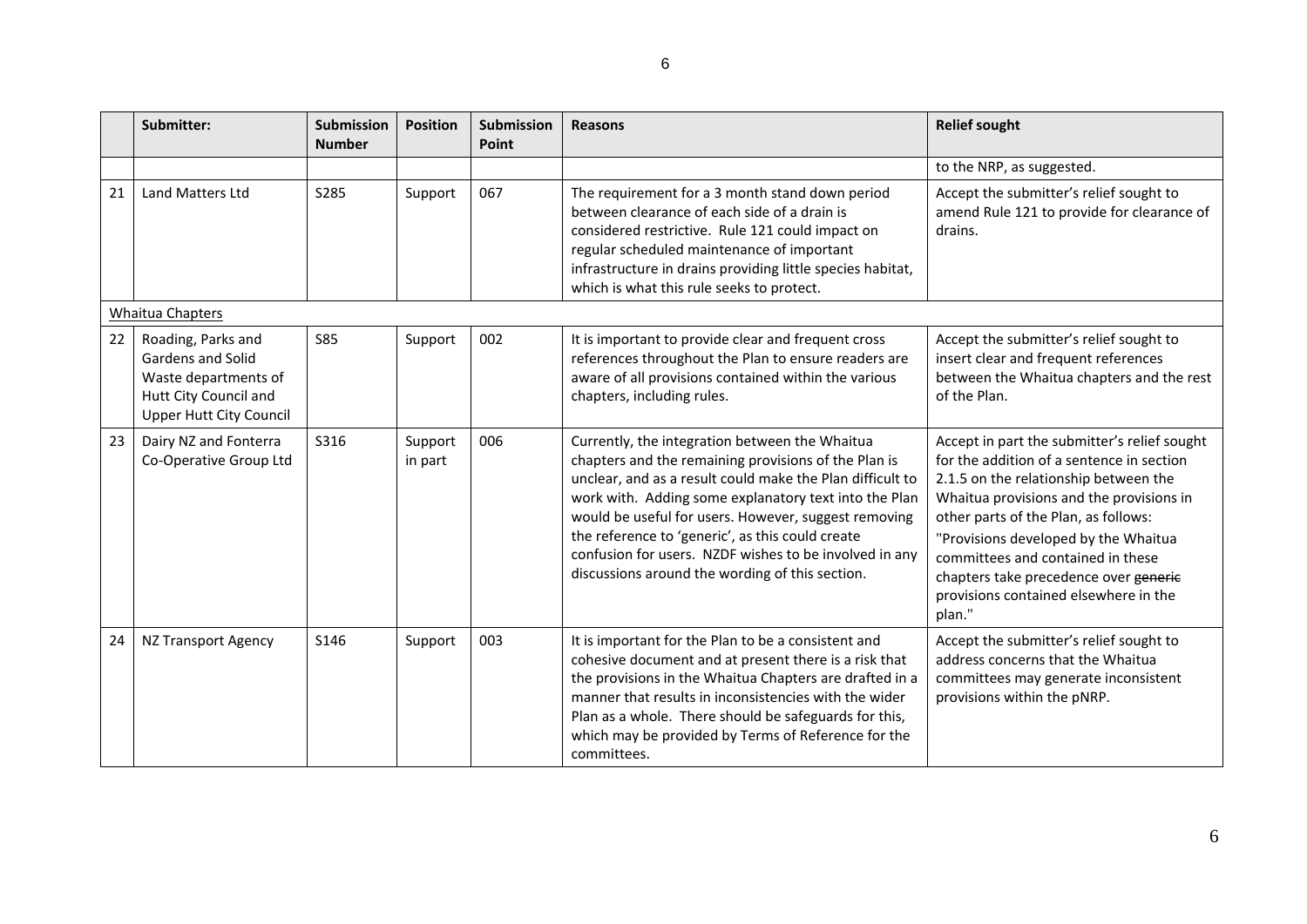| | Submitter: | Submission Number | Position | Submission Point | Reasons | Relief sought |
|---|---|---|---|---|---|---|
| | | | | | | to the NRP, as suggested. |
| 21 | Land Matters Ltd | S285 | Support | 067 | The requirement for a 3 month stand down period between clearance of each side of a drain is considered restrictive. Rule 121 could impact on regular scheduled maintenance of important infrastructure in drains providing little species habitat, which is what this rule seeks to protect. | Accept the submitter's relief sought to amend Rule 121 to provide for clearance of drains. |
| | Whaitua Chapters | | | | | |
| 22 | Roading, Parks and Gardens and Solid Waste departments of Hutt City Council and Upper Hutt City Council | S85 | Support | 002 | It is important to provide clear and frequent cross references throughout the Plan to ensure readers are aware of all provisions contained within the various chapters, including rules. | Accept the submitter's relief sought to insert clear and frequent references between the Whaitua chapters and the rest of the Plan. |
| 23 | Dairy NZ and Fonterra Co-Operative Group Ltd | S316 | Support in part | 006 | Currently, the integration between the Whaitua chapters and the remaining provisions of the Plan is unclear, and as a result could make the Plan difficult to work with. Adding some explanatory text into the Plan would be useful for users. However, suggest removing the reference to 'generic', as this could create confusion for users. NZDF wishes to be involved in any discussions around the wording of this section. | Accept in part the submitter's relief sought for the addition of a sentence in section 2.1.5 on the relationship between the Whaitua provisions and the provisions in other parts of the Plan, as follows: "Provisions developed by the Whaitua committees and contained in these chapters take precedence over ~~generic~~ provisions contained elsewhere in the plan." |
| 24 | NZ Transport Agency | S146 | Support | 003 | It is important for the Plan to be a consistent and cohesive document and at present there is a risk that the provisions in the Whaitua Chapters are drafted in a manner that results in inconsistencies with the wider Plan as a whole. There should be safeguards for this, which may be provided by Terms of Reference for the committees. | Accept the submitter's relief sought to address concerns that the Whaitua committees may generate inconsistent provisions within the pNRP. |